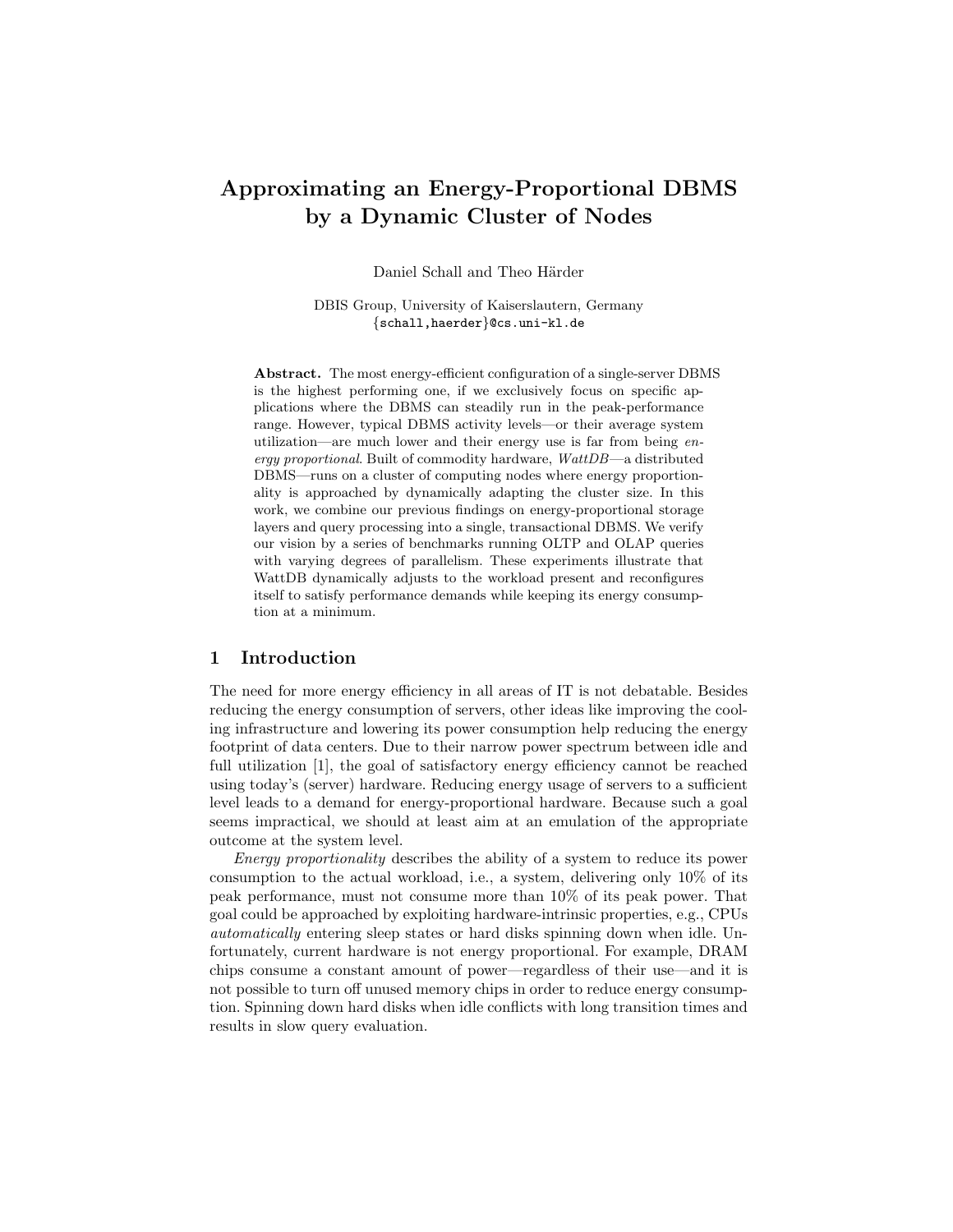# Approximating an Energy-Proportional DBMS by a Dynamic Cluster of Nodes

Daniel Schall and Theo Härder

DBIS Group, University of Kaiserslautern, Germany
{schall,haerder}@cs.uni-kl.de

**Abstract.** The most energy-efficient configuration of a single-server DBMS is the highest performing one, if we exclusively focus on specific applications where the DBMS can steadily run in the peak-performance range. However, typical DBMS activity levels—or their average system utilization—are much lower and their energy use is far from being *energy proportional*. Built of commodity hardware, *WattDB*—a distributed DBMS—runs on a cluster of computing nodes where energy proportionality is approached by dynamically adapting the cluster size. In this work, we combine our previous findings on energy-proportional storage layers and query processing into a single, transactional DBMS. We verify our vision by a series of benchmarks running OLTP and OLAP queries with varying degrees of parallelism. These experiments illustrate that WattDB dynamically adjusts to the workload present and reconfigures itself to satisfy performance demands while keeping its energy consumption at a minimum.

## 1 Introduction

The need for more energy efficiency in all areas of IT is not debatable. Besides reducing the energy consumption of servers, other ideas like improving the cooling infrastructure and lowering its power consumption help reducing the energy footprint of data centers. Due to their narrow power spectrum between idle and full utilization [1], the goal of satisfactory energy efficiency cannot be reached using today's (server) hardware. Reducing energy usage of servers to a sufficient level leads to a demand for energy-proportional hardware. Because such a goal seems impractical, we should at least aim at an emulation of the appropriate outcome at the system level.

*Energy proportionality* describes the ability of a system to reduce its power consumption to the actual workload, i.e., a system, delivering only 10% of its peak performance, must not consume more than 10% of its peak power. That goal could be approached by exploiting hardware-intrinsic properties, e.g., CPUs *automatically* entering sleep states or hard disks spinning down when idle. Unfortunately, current hardware is not energy proportional. For example, DRAM chips consume a constant amount of power—regardless of their use—and it is not possible to turn off unused memory chips in order to reduce energy consumption. Spinning down hard disks when idle conflicts with long transition times and results in slow query evaluation.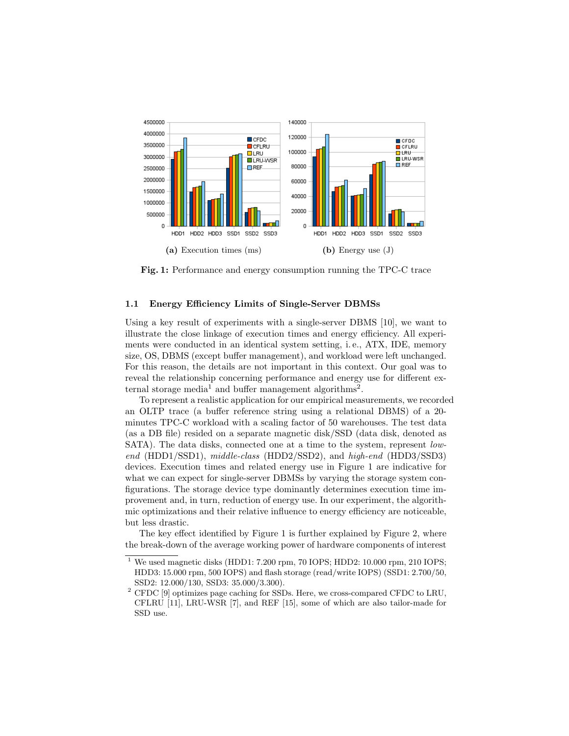(a) Execution times (ms)

(b) Energy use (J)

**Fig. 1:** Performance and energy consumption running the TPC-C trace

### 1.1 Energy Efficiency Limits of Single-Server DBMSs

Using a key result of experiments with a single-server DBMS [10], we want to illustrate the close linkage of execution times and energy efficiency. All experiments were conducted in an identical system setting, i. e., ATX, IDE, memory size, OS, DBMS (except buffer management), and workload were left unchanged. For this reason, the details are not important in this context. Our goal was to reveal the relationship concerning performance and energy use for different external storage media[1] and buffer management algorithms[2].

To represent a realistic application for our empirical measurements, we recorded an OLTP trace (a buffer reference string using a relational DBMS) of a 20-minutes TPC-C workload with a scaling factor of 50 warehouses. The test data (as a DB file) resided on a separate magnetic disk/SSD (data disk, denoted as SATA). The data disks, connected one at a time to the system, represent *low-end* (HDD1/SSD1), *middle-class* (HDD2/SSD2), and *high-end* (HDD3/SSD3) devices. Execution times and related energy use in Figure 1 are indicative for what we can expect for single-server DBMSs by varying the storage system configurations. The storage device type dominantly determines execution time improvement and, in turn, reduction of energy use. In our experiment, the algorithmic optimizations and their relative influence to energy efficiency are noticeable, but less drastic.

The key effect identified by Figure 1 is further explained by Figure 2, where the break-down of the average working power of hardware components of interest

---

[1] We used magnetic disks (HDD1: 7.200 rpm, 70 IOPS; HDD2: 10.000 rpm, 210 IOPS; HDD3: 15.000 rpm, 500 IOPS) and flash storage (read/write IOPS) (SSD1: 2.700/50, SSD2: 12.000/130, SSD3: 35.000/3.300).

[2] CFDC [9] optimizes page caching for SSDs. Here, we cross-compared CFDC to LRU, CFLRU [11], LRU-WSR [7], and REF [15], some of which are also tailor-made for SSD use.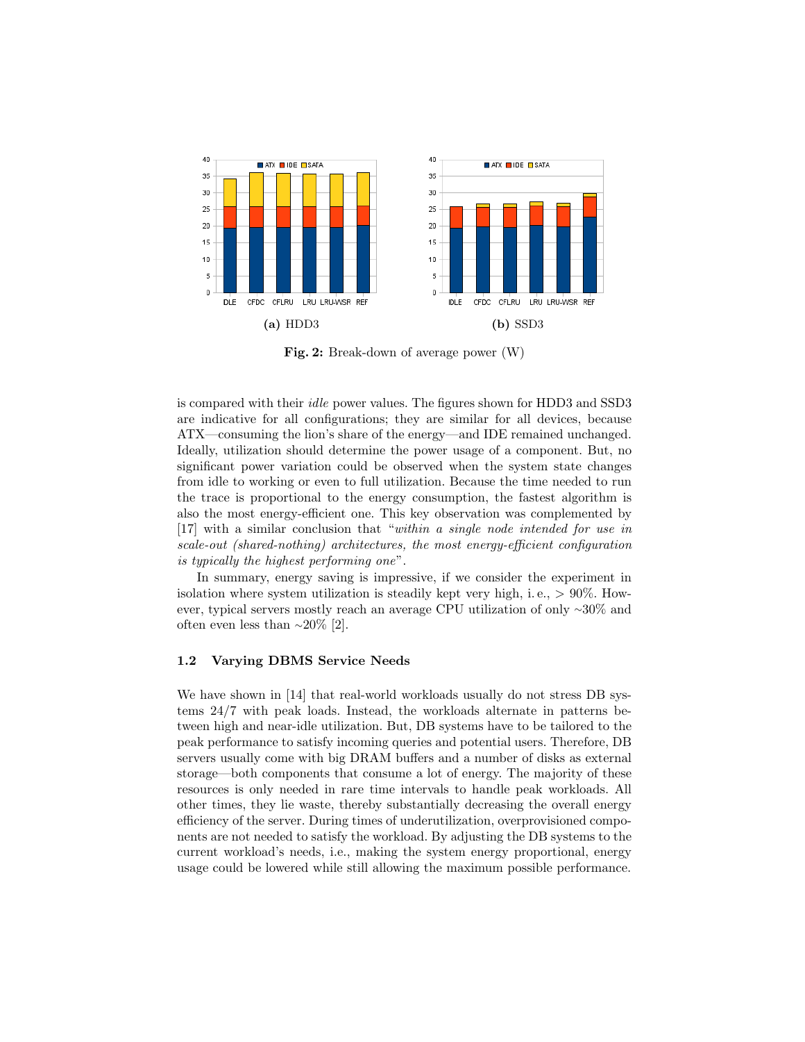**(a)** HDD3

**(b)** SSD3

**Fig. 2:** Break-down of average power (W)

is compared with their *idle* power values. The figures shown for HDD3 and SSD3 are indicative for all configurations; they are similar for all devices, because ATX—consuming the lion's share of the energy—and IDE remained unchanged. Ideally, utilization should determine the power usage of a component. But, no significant power variation could be observed when the system state changes from idle to working or even to full utilization. Because the time needed to run the trace is proportional to the energy consumption, the fastest algorithm is also the most energy-efficient one. This key observation was complemented by [17] with a similar conclusion that "*within a single node intended for use in scale-out (shared-nothing) architectures, the most energy-efficient configuration is typically the highest performing one*".

In summary, energy saving is impressive, if we consider the experiment in isolation where system utilization is steadily kept very high, i. e., > 90%. However, typical servers mostly reach an average CPU utilization of only ~30% and often even less than ~20% [2].

### 1.2 Varying DBMS Service Needs

We have shown in [14] that real-world workloads usually do not stress DB systems 24/7 with peak loads. Instead, the workloads alternate in patterns between high and near-idle utilization. But, DB systems have to be tailored to the peak performance to satisfy incoming queries and potential users. Therefore, DB servers usually come with big DRAM buffers and a number of disks as external storage—both components that consume a lot of energy. The majority of these resources is only needed in rare time intervals to handle peak workloads. All other times, they lie waste, thereby substantially decreasing the overall energy efficiency of the server. During times of underutilization, overprovisioned components are not needed to satisfy the workload. By adjusting the DB systems to the current workload's needs, i.e., making the system energy proportional, energy usage could be lowered while still allowing the maximum possible performance.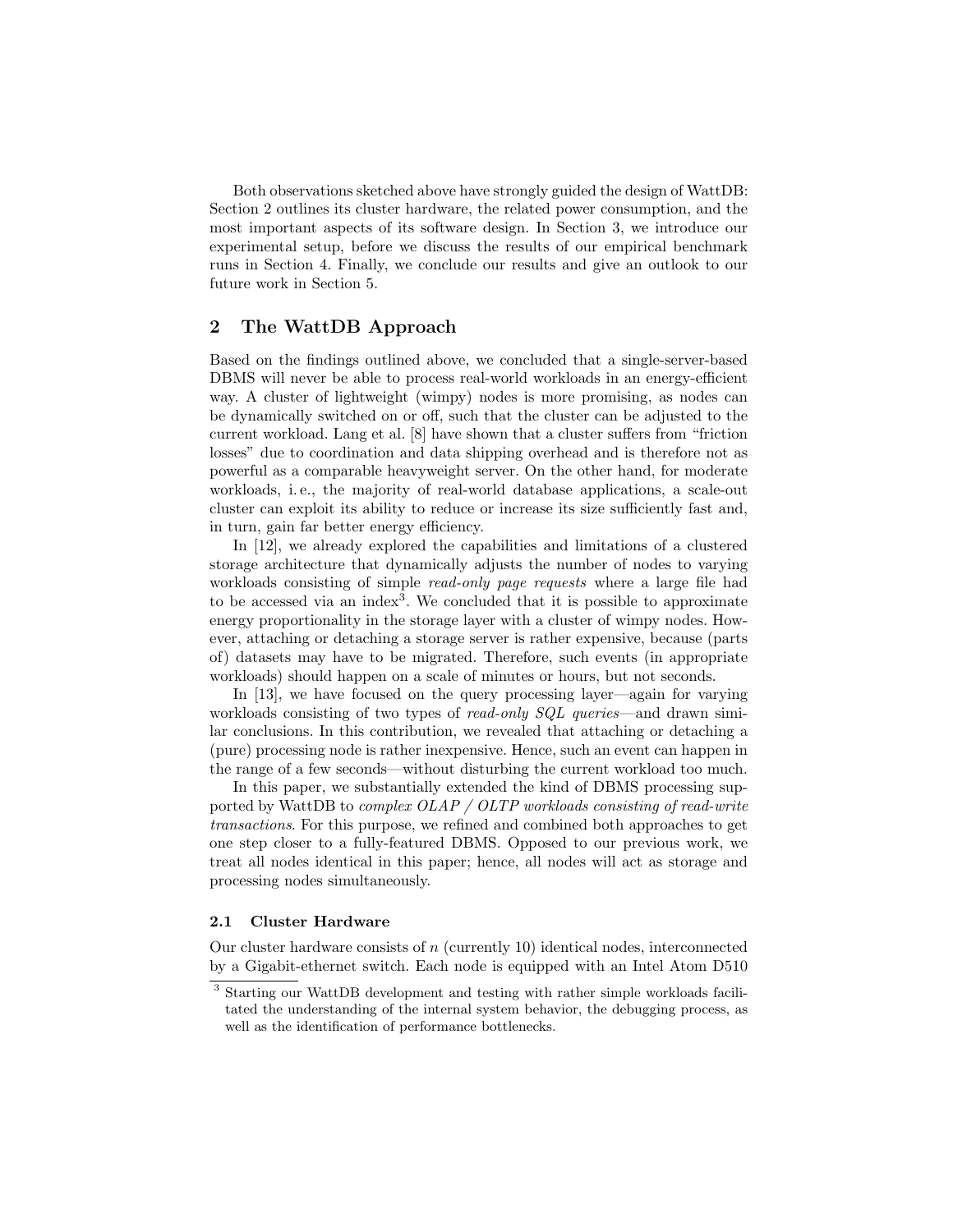Both observations sketched above have strongly guided the design of WattDB: Section 2 outlines its cluster hardware, the related power consumption, and the most important aspects of its software design. In Section 3, we introduce our experimental setup, before we discuss the results of our empirical benchmark runs in Section 4. Finally, we conclude our results and give an outlook to our future work in Section 5.

## 2 The WattDB Approach

Based on the findings outlined above, we concluded that a single-server-based DBMS will never be able to process real-world workloads in an energy-efficient way. A cluster of lightweight (wimpy) nodes is more promising, as nodes can be dynamically switched on or off, such that the cluster can be adjusted to the current workload. Lang et al. [8] have shown that a cluster suffers from "friction losses" due to coordination and data shipping overhead and is therefore not as powerful as a comparable heavyweight server. On the other hand, for moderate workloads, i. e., the majority of real-world database applications, a scale-out cluster can exploit its ability to reduce or increase its size sufficiently fast and, in turn, gain far better energy efficiency.

In [12], we already explored the capabilities and limitations of a clustered storage architecture that dynamically adjusts the number of nodes to varying workloads consisting of simple *read-only page requests* where a large file had to be accessed via an index[3]. We concluded that it is possible to approximate energy proportionality in the storage layer with a cluster of wimpy nodes. However, attaching or detaching a storage server is rather expensive, because (parts of) datasets may have to be migrated. Therefore, such events (in appropriate workloads) should happen on a scale of minutes or hours, but not seconds.

In [13], we have focused on the query processing layer—again for varying workloads consisting of two types of *read-only SQL queries*—and drawn similar conclusions. In this contribution, we revealed that attaching or detaching a (pure) processing node is rather inexpensive. Hence, such an event can happen in the range of a few seconds—without disturbing the current workload too much.

In this paper, we substantially extended the kind of DBMS processing supported by WattDB to *complex OLAP / OLTP workloads consisting of read-write transactions*. For this purpose, we refined and combined both approaches to get one step closer to a fully-featured DBMS. Opposed to our previous work, we treat all nodes identical in this paper; hence, all nodes will act as storage and processing nodes simultaneously.

### 2.1 Cluster Hardware

Our cluster hardware consists of $n$ (currently 10) identical nodes, interconnected by a Gigabit-ethernet switch. Each node is equipped with an Intel Atom D510

[3] Starting our WattDB development and testing with rather simple workloads facilitated the understanding of the internal system behavior, the debugging process, as well as the identification of performance bottlenecks.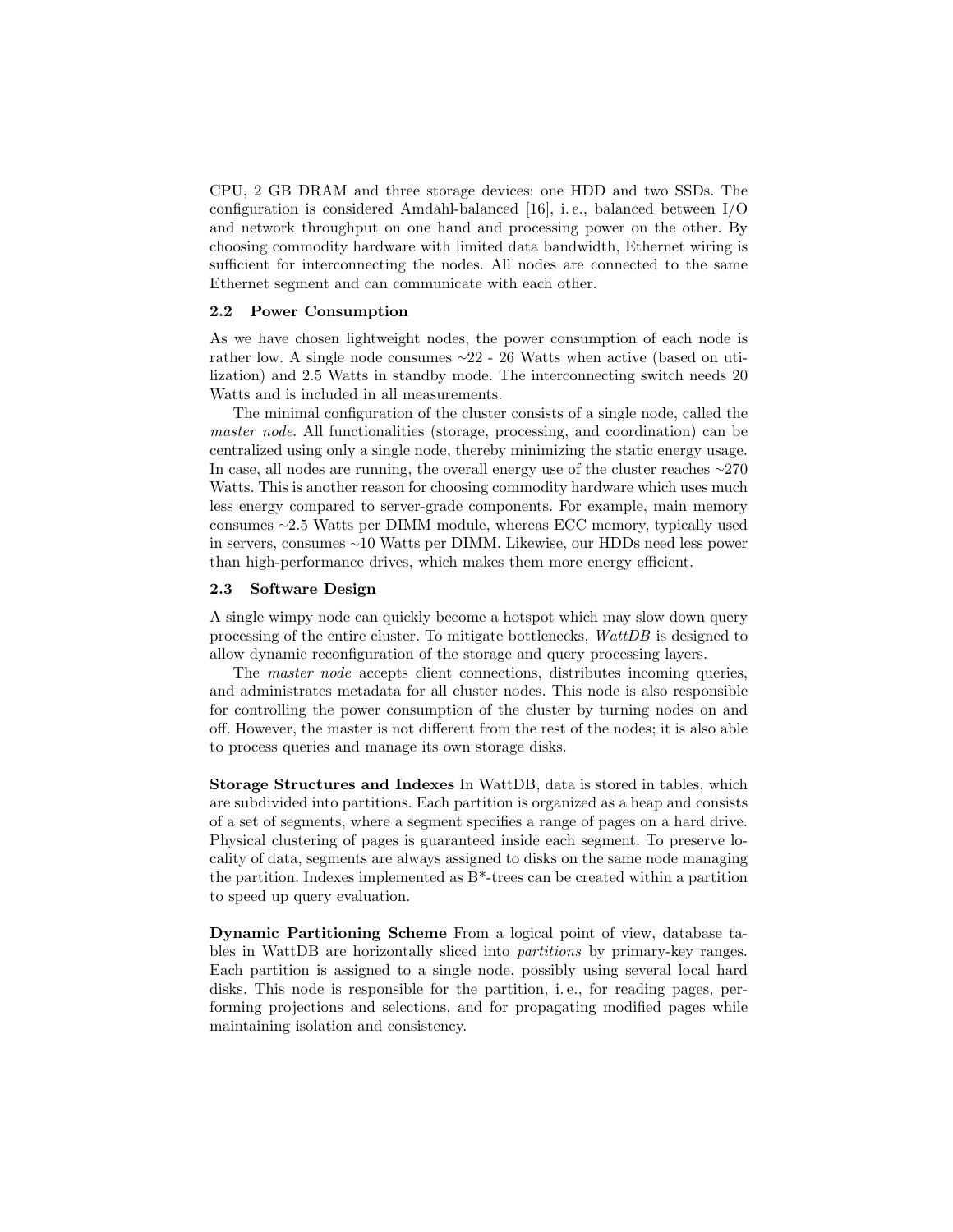CPU, 2 GB DRAM and three storage devices: one HDD and two SSDs. The configuration is considered Amdahl-balanced [16], i. e., balanced between I/O and network throughput on one hand and processing power on the other. By choosing commodity hardware with limited data bandwidth, Ethernet wiring is sufficient for interconnecting the nodes. All nodes are connected to the same Ethernet segment and can communicate with each other.

### 2.2 Power Consumption

As we have chosen lightweight nodes, the power consumption of each node is rather low. A single node consumes ~22 - 26 Watts when active (based on utilization) and 2.5 Watts in standby mode. The interconnecting switch needs 20 Watts and is included in all measurements.

The minimal configuration of the cluster consists of a single node, called the *master node*. All functionalities (storage, processing, and coordination) can be centralized using only a single node, thereby minimizing the static energy usage. In case, all nodes are running, the overall energy use of the cluster reaches ~270 Watts. This is another reason for choosing commodity hardware which uses much less energy compared to server-grade components. For example, main memory consumes ~2.5 Watts per DIMM module, whereas ECC memory, typically used in servers, consumes ~10 Watts per DIMM. Likewise, our HDDs need less power than high-performance drives, which makes them more energy efficient.

### 2.3 Software Design

A single wimpy node can quickly become a hotspot which may slow down query processing of the entire cluster. To mitigate bottlenecks, *WattDB* is designed to allow dynamic reconfiguration of the storage and query processing layers.

The *master node* accepts client connections, distributes incoming queries, and administrates metadata for all cluster nodes. This node is also responsible for controlling the power consumption of the cluster by turning nodes on and off. However, the master is not different from the rest of the nodes; it is also able to process queries and manage its own storage disks.

**Storage Structures and Indexes** In WattDB, data is stored in tables, which are subdivided into partitions. Each partition is organized as a heap and consists of a set of segments, where a segment specifies a range of pages on a hard drive. Physical clustering of pages is guaranteed inside each segment. To preserve locality of data, segments are always assigned to disks on the same node managing the partition. Indexes implemented as B*-trees can be created within a partition to speed up query evaluation.

**Dynamic Partitioning Scheme** From a logical point of view, database tables in WattDB are horizontally sliced into *partitions* by primary-key ranges. Each partition is assigned to a single node, possibly using several local hard disks. This node is responsible for the partition, i. e., for reading pages, performing projections and selections, and for propagating modified pages while maintaining isolation and consistency.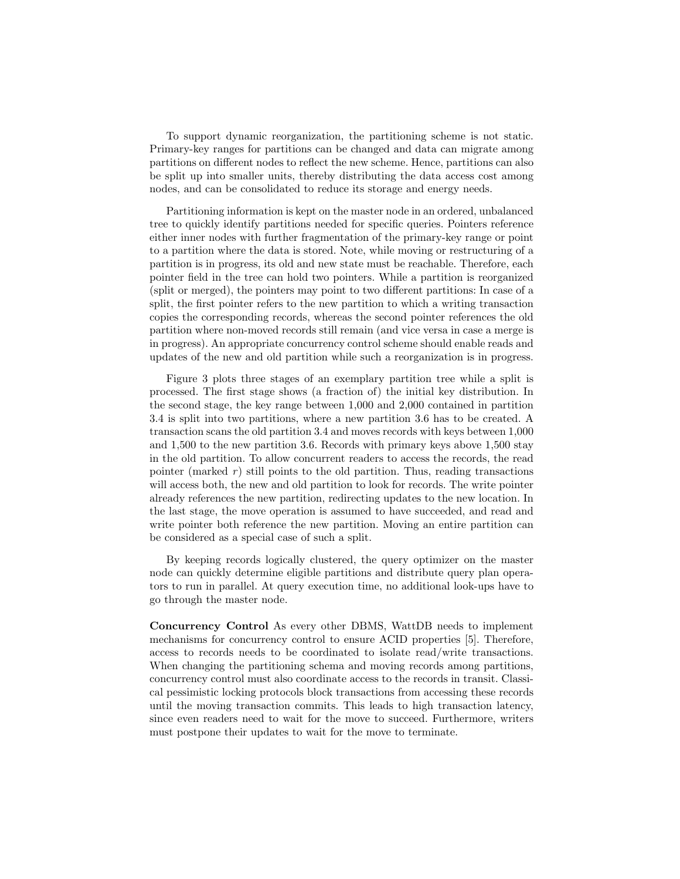To support dynamic reorganization, the partitioning scheme is not static. Primary-key ranges for partitions can be changed and data can migrate among partitions on different nodes to reflect the new scheme. Hence, partitions can also be split up into smaller units, thereby distributing the data access cost among nodes, and can be consolidated to reduce its storage and energy needs.

Partitioning information is kept on the master node in an ordered, unbalanced tree to quickly identify partitions needed for specific queries. Pointers reference either inner nodes with further fragmentation of the primary-key range or point to a partition where the data is stored. Note, while moving or restructuring of a partition is in progress, its old and new state must be reachable. Therefore, each pointer field in the tree can hold two pointers. While a partition is reorganized (split or merged), the pointers may point to two different partitions: In case of a split, the first pointer refers to the new partition to which a writing transaction copies the corresponding records, whereas the second pointer references the old partition where non-moved records still remain (and vice versa in case a merge is in progress). An appropriate concurrency control scheme should enable reads and updates of the new and old partition while such a reorganization is in progress.

Figure 3 plots three stages of an exemplary partition tree while a split is processed. The first stage shows (a fraction of) the initial key distribution. In the second stage, the key range between 1,000 and 2,000 contained in partition 3.4 is split into two partitions, where a new partition 3.6 has to be created. A transaction scans the old partition 3.4 and moves records with keys between 1,000 and 1,500 to the new partition 3.6. Records with primary keys above 1,500 stay in the old partition. To allow concurrent readers to access the records, the read pointer (marked $r$) still points to the old partition. Thus, reading transactions will access both, the new and old partition to look for records. The write pointer already references the new partition, redirecting updates to the new location. In the last stage, the move operation is assumed to have succeeded, and read and write pointer both reference the new partition. Moving an entire partition can be considered as a special case of such a split.

By keeping records logically clustered, the query optimizer on the master node can quickly determine eligible partitions and distribute query plan operators to run in parallel. At query execution time, no additional look-ups have to go through the master node.

**Concurrency Control** As every other DBMS, WattDB needs to implement mechanisms for concurrency control to ensure ACID properties [5]. Therefore, access to records needs to be coordinated to isolate read/write transactions. When changing the partitioning schema and moving records among partitions, concurrency control must also coordinate access to the records in transit. Classical pessimistic locking protocols block transactions from accessing these records until the moving transaction commits. This leads to high transaction latency, since even readers need to wait for the move to succeed. Furthermore, writers must postpone their updates to wait for the move to terminate.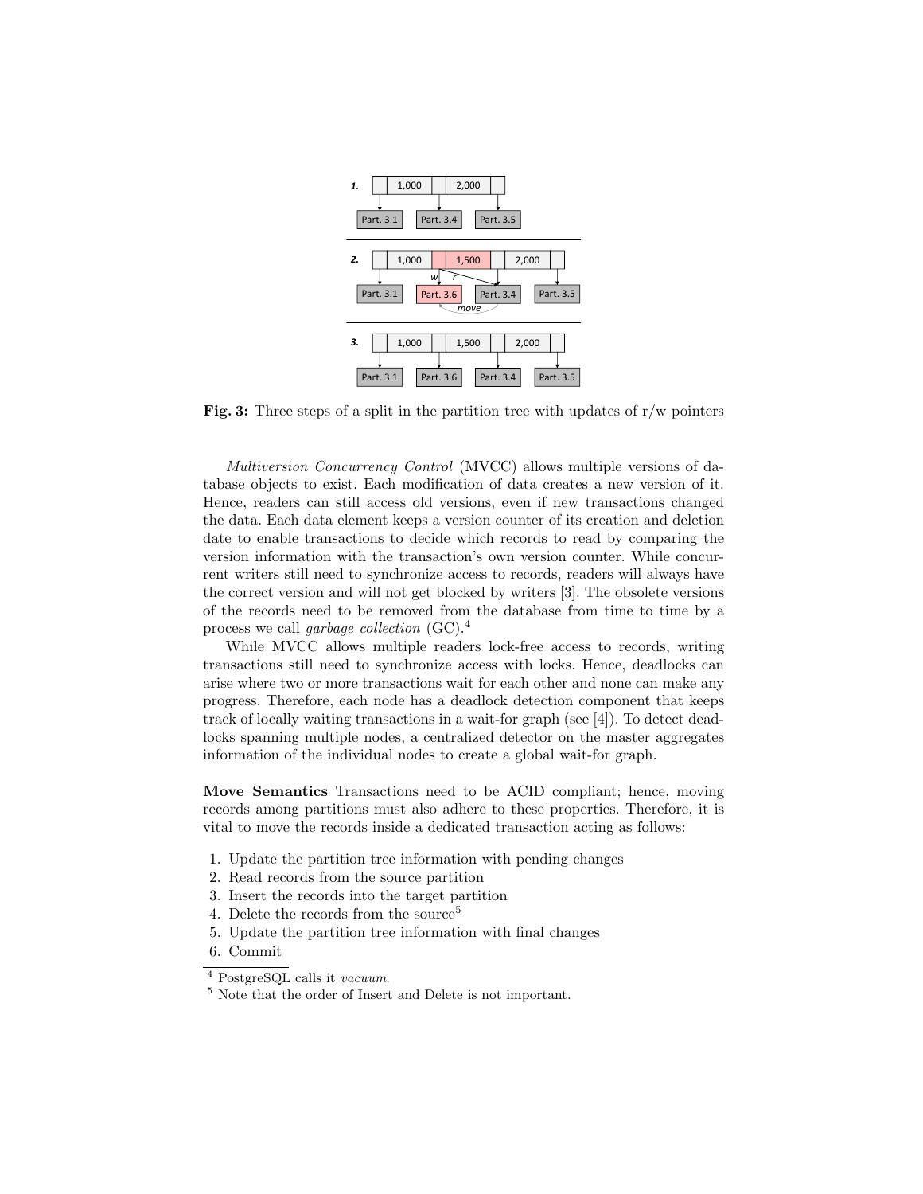Fig. 3: Three steps of a split in the partition tree with updates of r/w pointers

*Multiversion Concurrency Control* (MVCC) allows multiple versions of database objects to exist. Each modification of data creates a new version of it. Hence, readers can still access old versions, even if new transactions changed the data. Each data element keeps a version counter of its creation and deletion date to enable transactions to decide which records to read by comparing the version information with the transaction's own version counter. While concurrent writers still need to synchronize access to records, readers will always have the correct version and will not get blocked by writers [3]. The obsolete versions of the records need to be removed from the database from time to time by a process we call *garbage collection* (GC).[4]

While MVCC allows multiple readers lock-free access to records, writing transactions still need to synchronize access with locks. Hence, deadlocks can arise where two or more transactions wait for each other and none can make any progress. Therefore, each node has a deadlock detection component that keeps track of locally waiting transactions in a wait-for graph (see [4]). To detect deadlocks spanning multiple nodes, a centralized detector on the master aggregates information of the individual nodes to create a global wait-for graph.

**Move Semantics** Transactions need to be ACID compliant; hence, moving records among partitions must also adhere to these properties. Therefore, it is vital to move the records inside a dedicated transaction acting as follows:

1. Update the partition tree information with pending changes
2. Read records from the source partition
3. Insert the records into the target partition
4. Delete the records from the source[5]
5. Update the partition tree information with final changes
6. Commit

[4] PostgreSQL calls it *vacuum*.

[5] Note that the order of Insert and Delete is not important.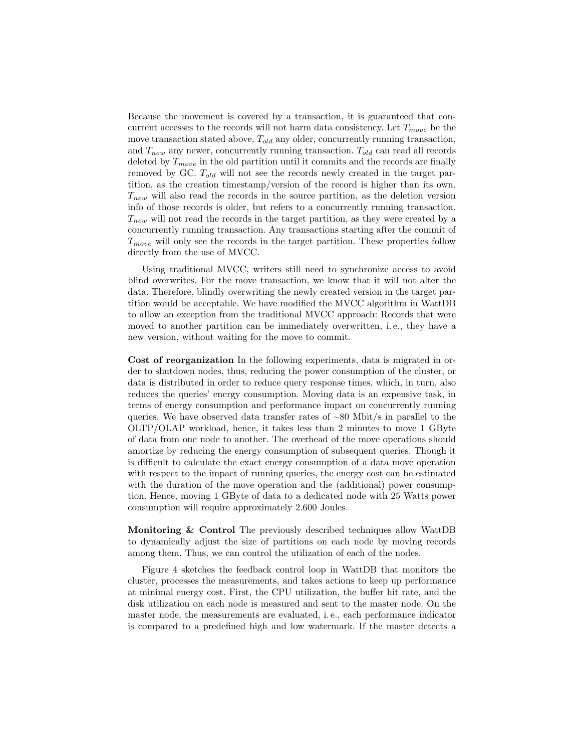Because the movement is covered by a transaction, it is guaranteed that concurrent accesses to the records will not harm data consistency. Let $T_{move}$ be the move transaction stated above, $T_{old}$ any older, concurrently running transaction, and $T_{new}$ any newer, concurrently running transaction. $T_{old}$ can read all records deleted by $T_{move}$ in the old partition until it commits and the records are finally removed by GC. $T_{old}$ will not see the records newly created in the target partition, as the creation timestamp/version of the record is higher than its own. $T_{new}$ will also read the records in the source partition, as the deletion version info of those records is older, but refers to a concurrently running transaction. $T_{new}$ will not read the records in the target partition, as they were created by a concurrently running transaction. Any transactions starting after the commit of $T_{move}$ will only see the records in the target partition. These properties follow directly from the use of MVCC.

Using traditional MVCC, writers still need to synchronize access to avoid blind overwrites. For the move transaction, we know that it will not alter the data. Therefore, blindly overwriting the newly created version in the target partition would be acceptable. We have modified the MVCC algorithm in WattDB to allow an exception from the traditional MVCC approach: Records that were moved to another partition can be immediately overwritten, i. e., they have a new version, without waiting for the move to commit.

**Cost of reorganization** In the following experiments, data is migrated in order to shutdown nodes, thus, reducing the power consumption of the cluster, or data is distributed in order to reduce query response times, which, in turn, also reduces the queries' energy consumption. Moving data is an expensive task, in terms of energy consumption and performance impact on concurrently running queries. We have observed data transfer rates of ~80 Mbit/s in parallel to the OLTP/OLAP workload, hence, it takes less than 2 minutes to move 1 GByte of data from one node to another. The overhead of the move operations should amortize by reducing the energy consumption of subsequent queries. Though it is difficult to calculate the exact energy consumption of a data move operation with respect to the impact of running queries, the energy cost can be estimated with the duration of the move operation and the (additional) power consumption. Hence, moving 1 GByte of data to a dedicated node with 25 Watts power consumption will require approximately 2.600 Joules.

**Monitoring & Control** The previously described techniques allow WattDB to dynamically adjust the size of partitions on each node by moving records among them. Thus, we can control the utilization of each of the nodes.

Figure 4 sketches the feedback control loop in WattDB that monitors the cluster, processes the measurements, and takes actions to keep up performance at minimal energy cost. First, the CPU utilization, the buffer hit rate, and the disk utilization on each node is measured and sent to the master node. On the master node, the measurements are evaluated, i. e., each performance indicator is compared to a predefined high and low watermark. If the master detects a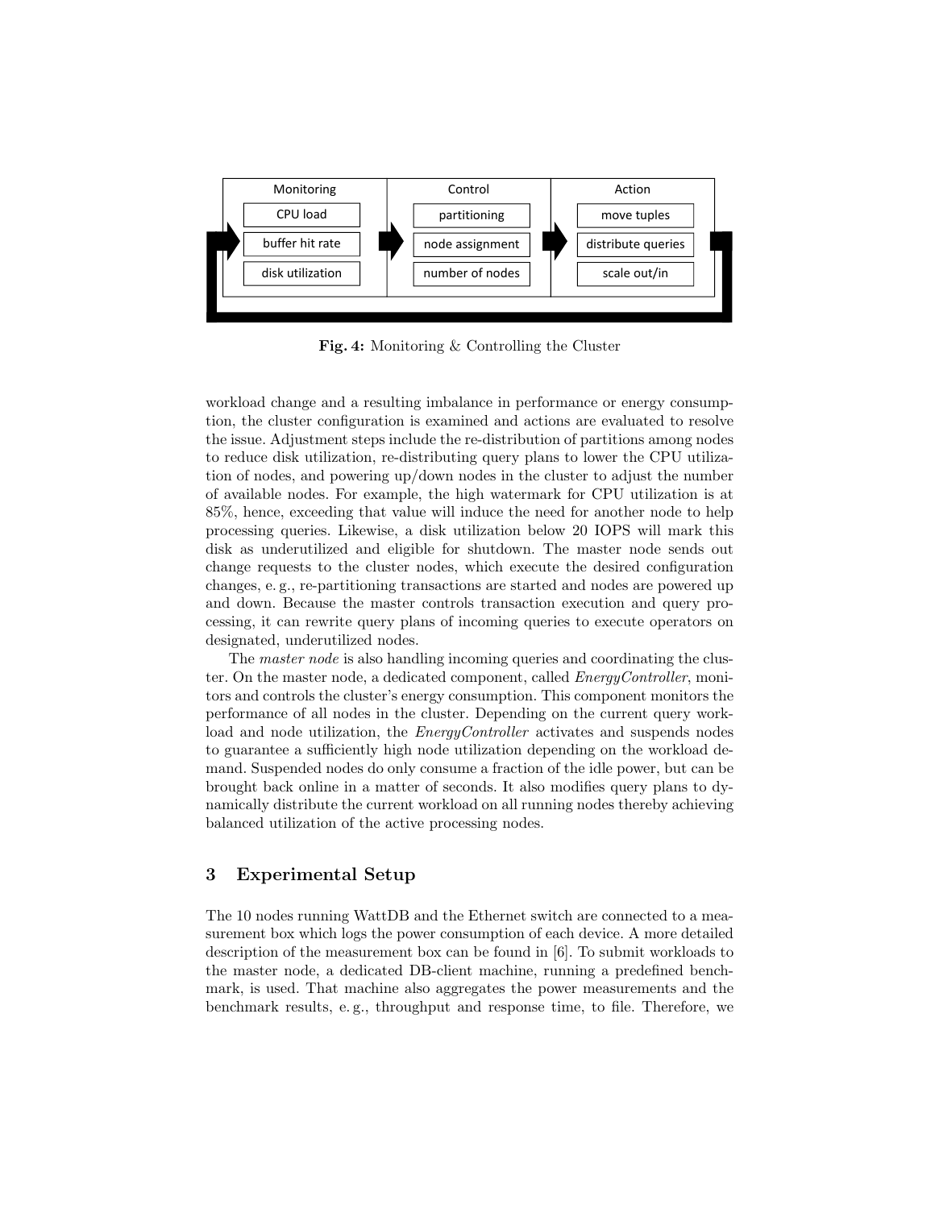Monitoring | Control | Action
---|---|---
CPU load | partitioning | move tuples
buffer hit rate | node assignment | distribute queries
disk utilization | number of nodes | scale out/in

**Fig. 4:** Monitoring & Controlling the Cluster

workload change and a resulting imbalance in performance or energy consumption, the cluster configuration is examined and actions are evaluated to resolve the issue. Adjustment steps include the re-distribution of partitions among nodes to reduce disk utilization, re-distributing query plans to lower the CPU utilization of nodes, and powering up/down nodes in the cluster to adjust the number of available nodes. For example, the high watermark for CPU utilization is at 85%, hence, exceeding that value will induce the need for another node to help processing queries. Likewise, a disk utilization below 20 IOPS will mark this disk as underutilized and eligible for shutdown. The master node sends out change requests to the cluster nodes, which execute the desired configuration changes, e. g., re-partitioning transactions are started and nodes are powered up and down. Because the master controls transaction execution and query processing, it can rewrite query plans of incoming queries to execute operators on designated, underutilized nodes.

The *master node* is also handling incoming queries and coordinating the cluster. On the master node, a dedicated component, called *EnergyController*, monitors and controls the cluster's energy consumption. This component monitors the performance of all nodes in the cluster. Depending on the current query workload and node utilization, the *EnergyController* activates and suspends nodes to guarantee a sufficiently high node utilization depending on the workload demand. Suspended nodes do only consume a fraction of the idle power, but can be brought back online in a matter of seconds. It also modifies query plans to dynamically distribute the current workload on all running nodes thereby achieving balanced utilization of the active processing nodes.

## 3 Experimental Setup

The 10 nodes running WattDB and the Ethernet switch are connected to a measurement box which logs the power consumption of each device. A more detailed description of the measurement box can be found in [6]. To submit workloads to the master node, a dedicated DB-client machine, running a predefined benchmark, is used. That machine also aggregates the power measurements and the benchmark results, e. g., throughput and response time, to file. Therefore, we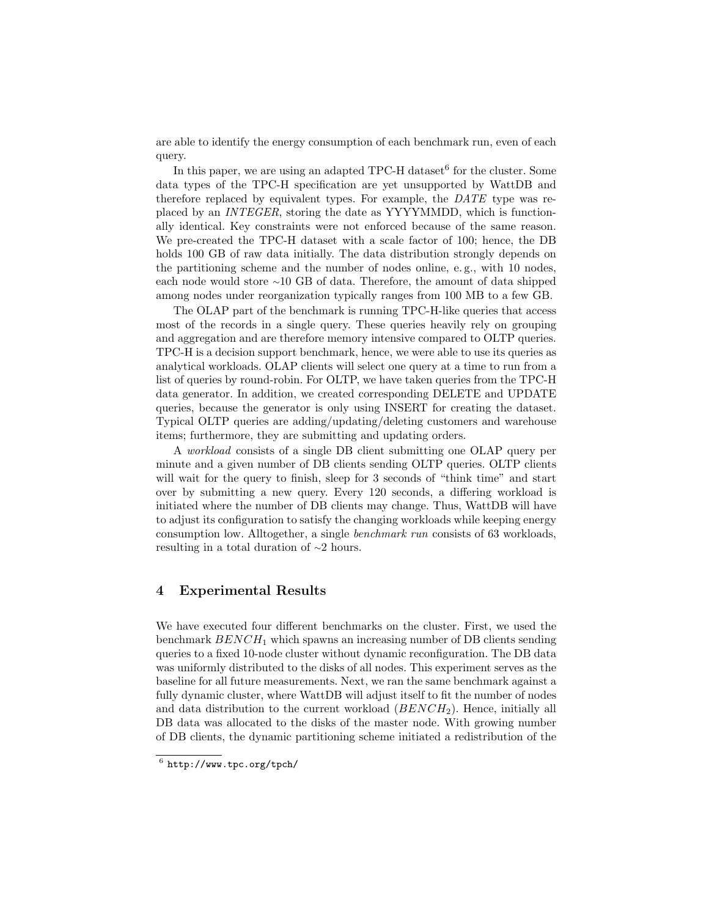are able to identify the energy consumption of each benchmark run, even of each query.

In this paper, we are using an adapted TPC-H dataset[6] for the cluster. Some data types of the TPC-H specification are yet unsupported by WattDB and therefore replaced by equivalent types. For example, the *DATE* type was replaced by an *INTEGER*, storing the date as YYYYMMDD, which is functionally identical. Key constraints were not enforced because of the same reason. We pre-created the TPC-H dataset with a scale factor of 100; hence, the DB holds 100 GB of raw data initially. The data distribution strongly depends on the partitioning scheme and the number of nodes online, e. g., with 10 nodes, each node would store ∼10 GB of data. Therefore, the amount of data shipped among nodes under reorganization typically ranges from 100 MB to a few GB.

The OLAP part of the benchmark is running TPC-H-like queries that access most of the records in a single query. These queries heavily rely on grouping and aggregation and are therefore memory intensive compared to OLTP queries. TPC-H is a decision support benchmark, hence, we were able to use its queries as analytical workloads. OLAP clients will select one query at a time to run from a list of queries by round-robin. For OLTP, we have taken queries from the TPC-H data generator. In addition, we created corresponding DELETE and UPDATE queries, because the generator is only using INSERT for creating the dataset. Typical OLTP queries are adding/updating/deleting customers and warehouse items; furthermore, they are submitting and updating orders.

A *workload* consists of a single DB client submitting one OLAP query per minute and a given number of DB clients sending OLTP queries. OLTP clients will wait for the query to finish, sleep for 3 seconds of "think time" and start over by submitting a new query. Every 120 seconds, a differing workload is initiated where the number of DB clients may change. Thus, WattDB will have to adjust its configuration to satisfy the changing workloads while keeping energy consumption low. Alltogether, a single *benchmark run* consists of 63 workloads, resulting in a total duration of ∼2 hours.

## 4 Experimental Results

We have executed four different benchmarks on the cluster. First, we used the benchmark $BENCH_1$ which spawns an increasing number of DB clients sending queries to a fixed 10-node cluster without dynamic reconfiguration. The DB data was uniformly distributed to the disks of all nodes. This experiment serves as the baseline for all future measurements. Next, we ran the same benchmark against a fully dynamic cluster, where WattDB will adjust itself to fit the number of nodes and data distribution to the current workload ($BENCH_2$). Hence, initially all DB data was allocated to the disks of the master node. With growing number of DB clients, the dynamic partitioning scheme initiated a redistribution of the

[6] http://www.tpc.org/tpch/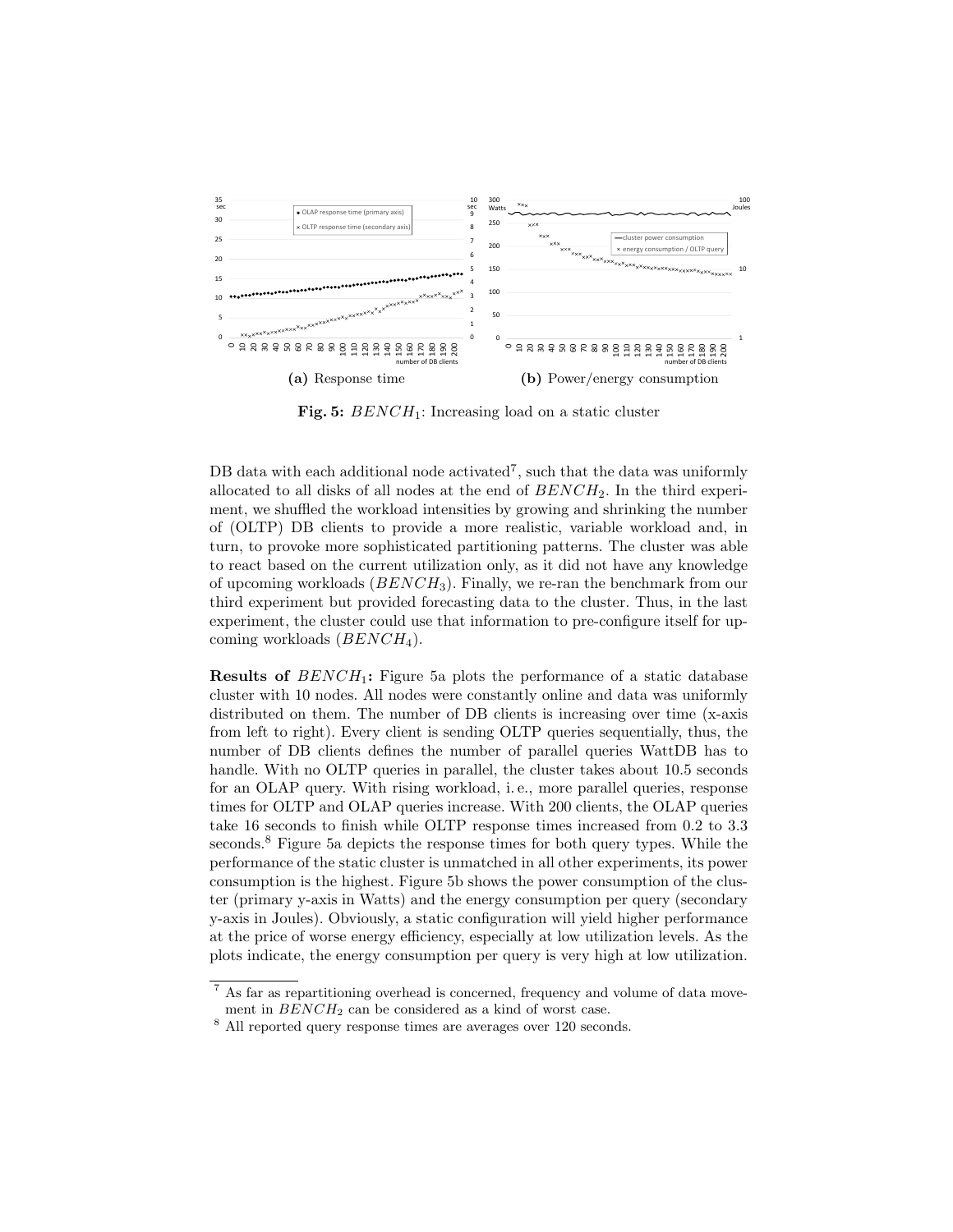(a) Response time

(b) Power/energy consumption

**Fig. 5:** $BENCH_1$: Increasing load on a static cluster

DB data with each additional node activated[7], such that the data was uniformly allocated to all disks of all nodes at the end of $BENCH_2$. In the third experiment, we shuffled the workload intensities by growing and shrinking the number of (OLTP) DB clients to provide a more realistic, variable workload and, in turn, to provoke more sophisticated partitioning patterns. The cluster was able to react based on the current utilization only, as it did not have any knowledge of upcoming workloads ($BENCH_3$). Finally, we re-ran the benchmark from our third experiment but provided forecasting data to the cluster. Thus, in the last experiment, the cluster could use that information to pre-configure itself for upcoming workloads ($BENCH_4$).

**Results of** $BENCH_1$**:** Figure 5a plots the performance of a static database cluster with 10 nodes. All nodes were constantly online and data was uniformly distributed on them. The number of DB clients is increasing over time (x-axis from left to right). Every client is sending OLTP queries sequentially, thus, the number of DB clients defines the number of parallel queries WattDB has to handle. With no OLTP queries in parallel, the cluster takes about 10.5 seconds for an OLAP query. With rising workload, i. e., more parallel queries, response times for OLTP and OLAP queries increase. With 200 clients, the OLAP queries take 16 seconds to finish while OLTP response times increased from 0.2 to 3.3 seconds.[8] Figure 5a depicts the response times for both query types. While the performance of the static cluster is unmatched in all other experiments, its power consumption is the highest. Figure 5b shows the power consumption of the cluster (primary y-axis in Watts) and the energy consumption per query (secondary y-axis in Joules). Obviously, a static configuration will yield higher performance at the price of worse energy efficiency, especially at low utilization levels. As the plots indicate, the energy consumption per query is very high at low utilization.

[7] As far as repartitioning overhead is concerned, frequency and volume of data movement in $BENCH_2$ can be considered as a kind of worst case.

[8] All reported query response times are averages over 120 seconds.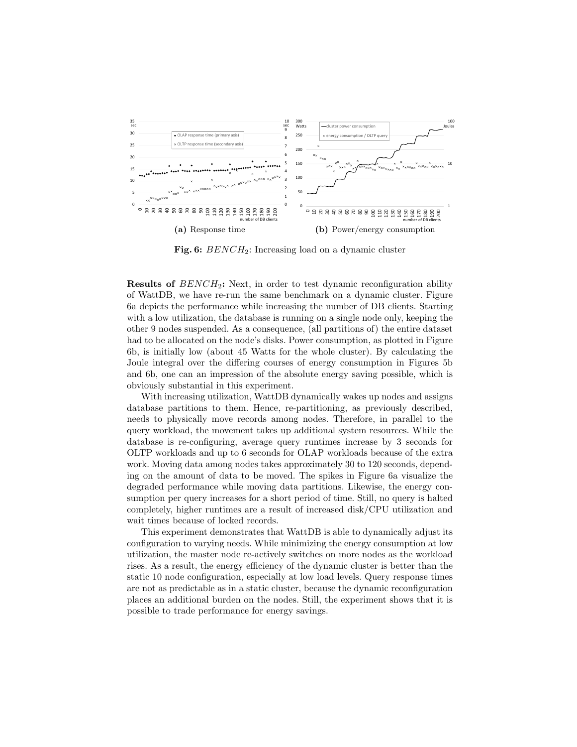**(a)** Response time

**(b)** Power/energy consumption

**Fig. 6:** $BENCH_2$: Increasing load on a dynamic cluster

**Results of** $BENCH_2$**:** Next, in order to test dynamic reconfiguration ability of WattDB, we have re-run the same benchmark on a dynamic cluster. Figure 6a depicts the performance while increasing the number of DB clients. Starting with a low utilization, the database is running on a single node only, keeping the other 9 nodes suspended. As a consequence, (all partitions of) the entire dataset had to be allocated on the node's disks. Power consumption, as plotted in Figure 6b, is initially low (about 45 Watts for the whole cluster). By calculating the Joule integral over the differing courses of energy consumption in Figures 5b and 6b, one can an impression of the absolute energy saving possible, which is obviously substantial in this experiment.

With increasing utilization, WattDB dynamically wakes up nodes and assigns database partitions to them. Hence, re-partitioning, as previously described, needs to physically move records among nodes. Therefore, in parallel to the query workload, the movement takes up additional system resources. While the database is re-configuring, average query runtimes increase by 3 seconds for OLTP workloads and up to 6 seconds for OLAP workloads because of the extra work. Moving data among nodes takes approximately 30 to 120 seconds, depending on the amount of data to be moved. The spikes in Figure 6a visualize the degraded performance while moving data partitions. Likewise, the energy consumption per query increases for a short period of time. Still, no query is halted completely, higher runtimes are a result of increased disk/CPU utilization and wait times because of locked records.

This experiment demonstrates that WattDB is able to dynamically adjust its configuration to varying needs. While minimizing the energy consumption at low utilization, the master node re-actively switches on more nodes as the workload rises. As a result, the energy efficiency of the dynamic cluster is better than the static 10 node configuration, especially at low load levels. Query response times are not as predictable as in a static cluster, because the dynamic reconfiguration places an additional burden on the nodes. Still, the experiment shows that it is possible to trade performance for energy savings.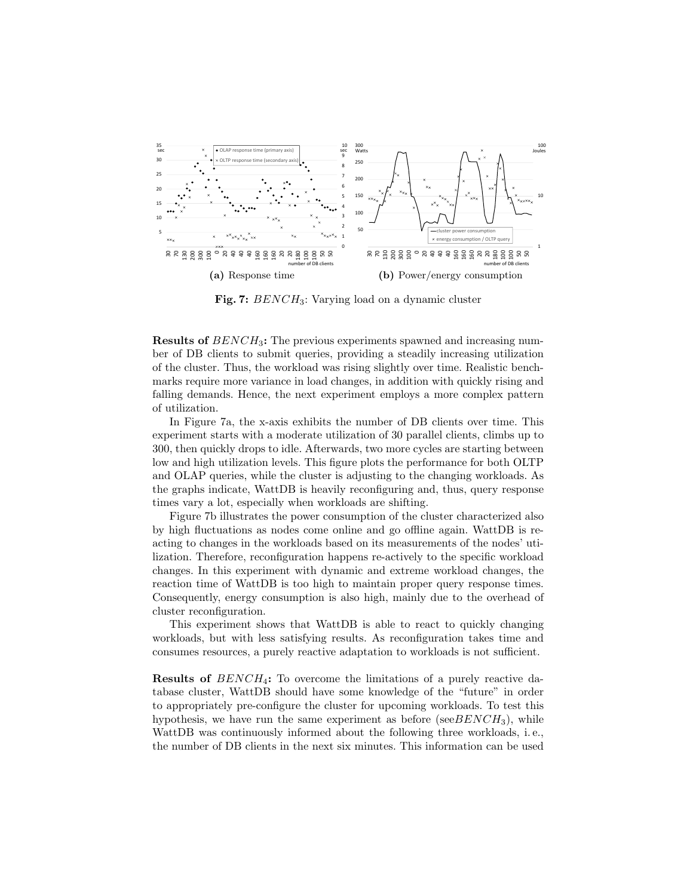**(a)** Response time

**(b)** Power/energy consumption

**Fig. 7:** $BENCH_3$: Varying load on a dynamic cluster

**Results of** $BENCH_3$**:** The previous experiments spawned and increasing number of DB clients to submit queries, providing a steadily increasing utilization of the cluster. Thus, the workload was rising slightly over time. Realistic benchmarks require more variance in load changes, in addition with quickly rising and falling demands. Hence, the next experiment employs a more complex pattern of utilization.

In Figure 7a, the x-axis exhibits the number of DB clients over time. This experiment starts with a moderate utilization of 30 parallel clients, climbs up to 300, then quickly drops to idle. Afterwards, two more cycles are starting between low and high utilization levels. This figure plots the performance for both OLTP and OLAP queries, while the cluster is adjusting to the changing workloads. As the graphs indicate, WattDB is heavily reconfiguring and, thus, query response times vary a lot, especially when workloads are shifting.

Figure 7b illustrates the power consumption of the cluster characterized also by high fluctuations as nodes come online and go offline again. WattDB is reacting to changes in the workloads based on its measurements of the nodes' utilization. Therefore, reconfiguration happens re-actively to the specific workload changes. In this experiment with dynamic and extreme workload changes, the reaction time of WattDB is too high to maintain proper query response times. Consequently, energy consumption is also high, mainly due to the overhead of cluster reconfiguration.

This experiment shows that WattDB is able to react to quickly changing workloads, but with less satisfying results. As reconfiguration takes time and consumes resources, a purely reactive adaptation to workloads is not sufficient.

**Results of** $BENCH_4$**:** To overcome the limitations of a purely reactive database cluster, WattDB should have some knowledge of the "future" in order to appropriately pre-configure the cluster for upcoming workloads. To test this hypothesis, we have run the same experiment as before (see$BENCH_3$), while WattDB was continuously informed about the following three workloads, i. e., the number of DB clients in the next six minutes. This information can be used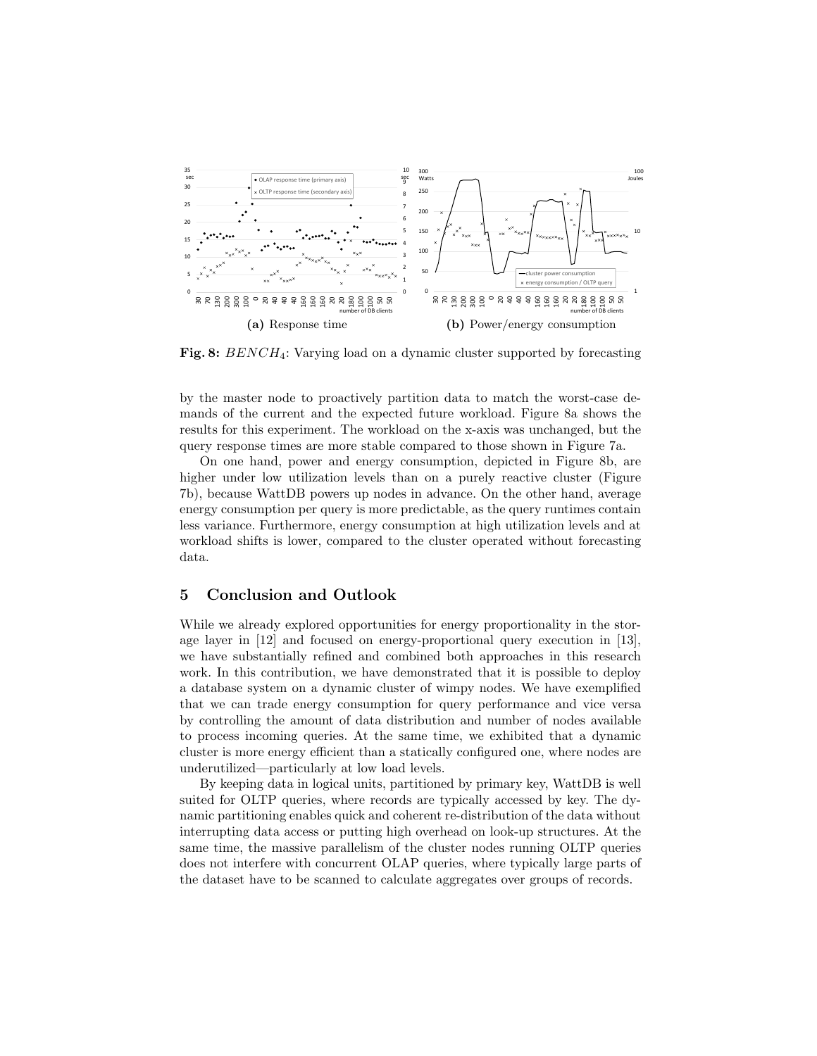(a) Response time

(b) Power/energy consumption

**Fig. 8:** $BENCH_4$: Varying load on a dynamic cluster supported by forecasting

by the master node to proactively partition data to match the worst-case demands of the current and the expected future workload. Figure 8a shows the results for this experiment. The workload on the x-axis was unchanged, but the query response times are more stable compared to those shown in Figure 7a.

On one hand, power and energy consumption, depicted in Figure 8b, are higher under low utilization levels than on a purely reactive cluster (Figure 7b), because WattDB powers up nodes in advance. On the other hand, average energy consumption per query is more predictable, as the query runtimes contain less variance. Furthermore, energy consumption at high utilization levels and at workload shifts is lower, compared to the cluster operated without forecasting data.

## 5 Conclusion and Outlook

While we already explored opportunities for energy proportionality in the storage layer in [12] and focused on energy-proportional query execution in [13], we have substantially refined and combined both approaches in this research work. In this contribution, we have demonstrated that it is possible to deploy a database system on a dynamic cluster of wimpy nodes. We have exemplified that we can trade energy consumption for query performance and vice versa by controlling the amount of data distribution and number of nodes available to process incoming queries. At the same time, we exhibited that a dynamic cluster is more energy efficient than a statically configured one, where nodes are underutilized—particularly at low load levels.

By keeping data in logical units, partitioned by primary key, WattDB is well suited for OLTP queries, where records are typically accessed by key. The dynamic partitioning enables quick and coherent re-distribution of the data without interrupting data access or putting high overhead on look-up structures. At the same time, the massive parallelism of the cluster nodes running OLTP queries does not interfere with concurrent OLAP queries, where typically large parts of the dataset have to be scanned to calculate aggregates over groups of records.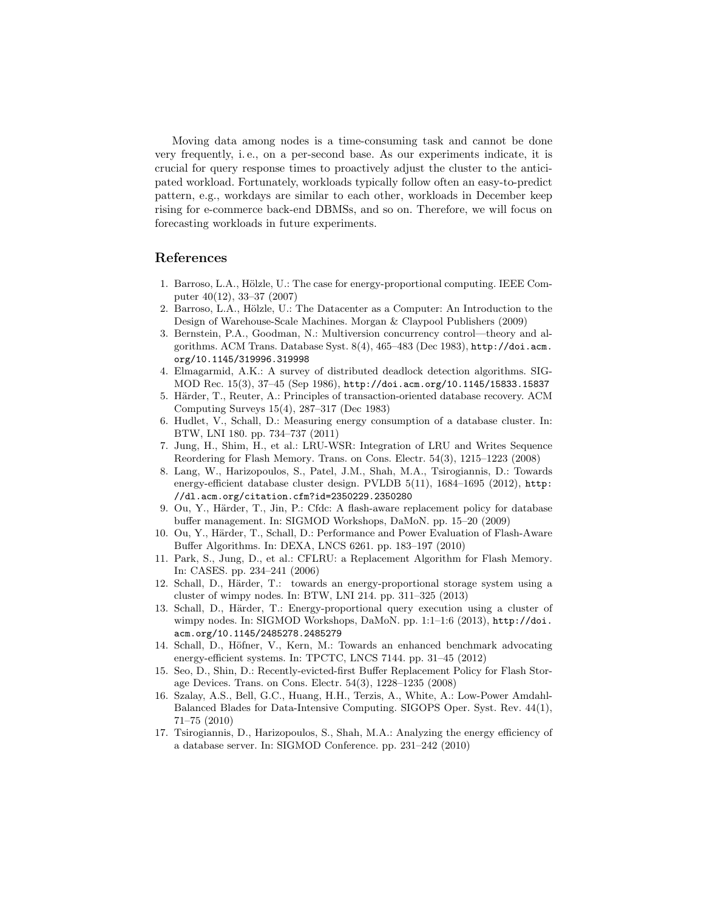Moving data among nodes is a time-consuming task and cannot be done very frequently, i.e., on a per-second base. As our experiments indicate, it is crucial for query response times to proactively adjust the cluster to the anticipated workload. Fortunately, workloads typically follow often an easy-to-predict pattern, e.g., workdays are similar to each other, workloads in December keep rising for e-commerce back-end DBMSs, and so on. Therefore, we will focus on forecasting workloads in future experiments.

## References

1. Barroso, L.A., Hölzle, U.: The case for energy-proportional computing. IEEE Computer 40(12), 33–37 (2007)
2. Barroso, L.A., Hölzle, U.: The Datacenter as a Computer: An Introduction to the Design of Warehouse-Scale Machines. Morgan & Claypool Publishers (2009)
3. Bernstein, P.A., Goodman, N.: Multiversion concurrency control—theory and algorithms. ACM Trans. Database Syst. 8(4), 465–483 (Dec 1983), http://doi.acm.org/10.1145/319996.319998
4. Elmagarmid, A.K.: A survey of distributed deadlock detection algorithms. SIGMOD Rec. 15(3), 37–45 (Sep 1986), http://doi.acm.org/10.1145/15833.15837
5. Härder, T., Reuter, A.: Principles of transaction-oriented database recovery. ACM Computing Surveys 15(4), 287–317 (Dec 1983)
6. Hudlet, V., Schall, D.: Measuring energy consumption of a database cluster. In: BTW, LNI 180. pp. 734–737 (2011)
7. Jung, H., Shim, H., et al.: LRU-WSR: Integration of LRU and Writes Sequence Reordering for Flash Memory. Trans. on Cons. Electr. 54(3), 1215–1223 (2008)
8. Lang, W., Harizopoulos, S., Patel, J.M., Shah, M.A., Tsirogiannis, D.: Towards energy-efficient database cluster design. PVLDB 5(11), 1684–1695 (2012), http://dl.acm.org/citation.cfm?id=2350229.2350280
9. Ou, Y., Härder, T., Jin, P.: Cfdc: A flash-aware replacement policy for database buffer management. In: SIGMOD Workshops, DaMoN. pp. 15–20 (2009)
10. Ou, Y., Härder, T., Schall, D.: Performance and Power Evaluation of Flash-Aware Buffer Algorithms. In: DEXA, LNCS 6261. pp. 183–197 (2010)
11. Park, S., Jung, D., et al.: CFLRU: a Replacement Algorithm for Flash Memory. In: CASES. pp. 234–241 (2006)
12. Schall, D., Härder, T.: towards an energy-proportional storage system using a cluster of wimpy nodes. In: BTW, LNI 214. pp. 311–325 (2013)
13. Schall, D., Härder, T.: Energy-proportional query execution using a cluster of wimpy nodes. In: SIGMOD Workshops, DaMoN. pp. 1:1–1:6 (2013), http://doi.acm.org/10.1145/2485278.2485279
14. Schall, D., Höfner, V., Kern, M.: Towards an enhanced benchmark advocating energy-efficient systems. In: TPCTC, LNCS 7144. pp. 31–45 (2012)
15. Seo, D., Shin, D.: Recently-evicted-first Buffer Replacement Policy for Flash Storage Devices. Trans. on Cons. Electr. 54(3), 1228–1235 (2008)
16. Szalay, A.S., Bell, G.C., Huang, H.H., Terzis, A., White, A.: Low-Power Amdahl-Balanced Blades for Data-Intensive Computing. SIGOPS Oper. Syst. Rev. 44(1), 71–75 (2010)
17. Tsirogiannis, D., Harizopoulos, S., Shah, M.A.: Analyzing the energy efficiency of a database server. In: SIGMOD Conference. pp. 231–242 (2010)